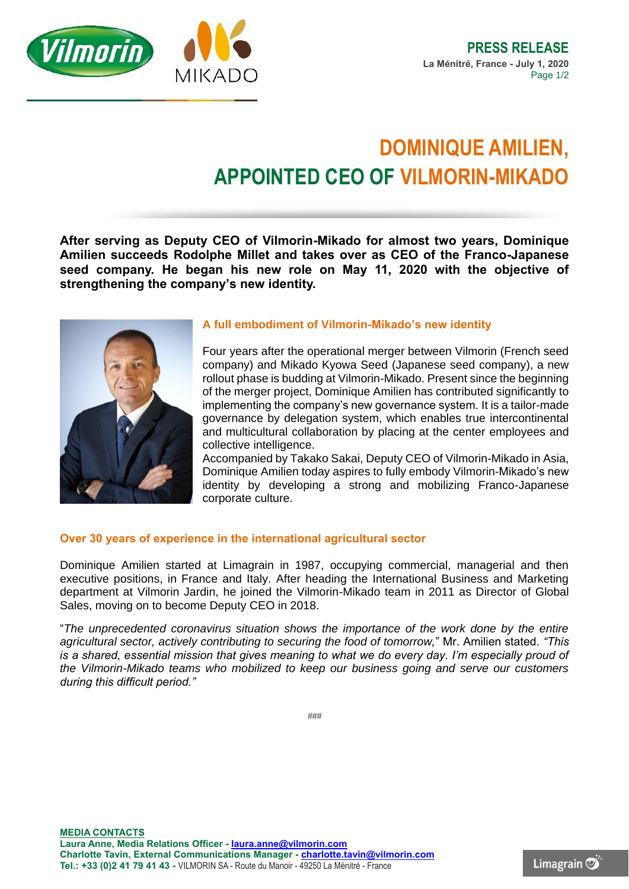**PRESS RELEASE**
**La Ménitré, France - July 1, 2020**

# DOMINIQUE AMILIEN, APPOINTED CEO OF VILMORIN-MIKADO

**After serving as Deputy CEO of Vilmorin-Mikado for almost two years, Dominique Amilien succeeds Rodolphe Millet and takes over as CEO of the Franco-Japanese seed company. He began his new role on May 11, 2020 with the objective of strengthening the company's new identity.**

### A full embodiment of Vilmorin-Mikado's new identity

Four years after the operational merger between Vilmorin (French seed company) and Mikado Kyowa Seed (Japanese seed company), a new rollout phase is budding at Vilmorin-Mikado. Present since the beginning of the merger project, Dominique Amilien has contributed significantly to implementing the company's new governance system. It is a tailor-made governance by delegation system, which enables true intercontinental and multicultural collaboration by placing at the center employees and collective intelligence.

Accompanied by Takako Sakai, Deputy CEO of Vilmorin-Mikado in Asia, Dominique Amilien today aspires to fully embody Vilmorin-Mikado's new identity by developing a strong and mobilizing Franco-Japanese corporate culture.

### Over 30 years of experience in the international agricultural sector

Dominique Amilien started at Limagrain in 1987, occupying commercial, managerial and then executive positions, in France and Italy. After heading the International Business and Marketing department at Vilmorin Jardin, he joined the Vilmorin-Mikado team in 2011 as Director of Global Sales, moving on to become Deputy CEO in 2018.

"*The unprecedented coronavirus situation shows the importance of the work done by the entire agricultural sector, actively contributing to securing the food of tomorrow,*" Mr. Amilien stated. *"This is a shared, essential mission that gives meaning to what we do every day. I'm especially proud of the Vilmorin-Mikado teams who mobilized to keep our business going and serve our customers during this difficult period."*

###

**MEDIA CONTACTS**
**Laura Anne, Media Relations Officer - laura.anne@vilmorin.com**
**Charlotte Tavin, External Communications Manager - charlotte.tavin@vilmorin.com**
**Tel.: +33 (0)2 41 79 41 43 -** VILMORIN SA - Route du Manoir - 49250 La Ménitré - France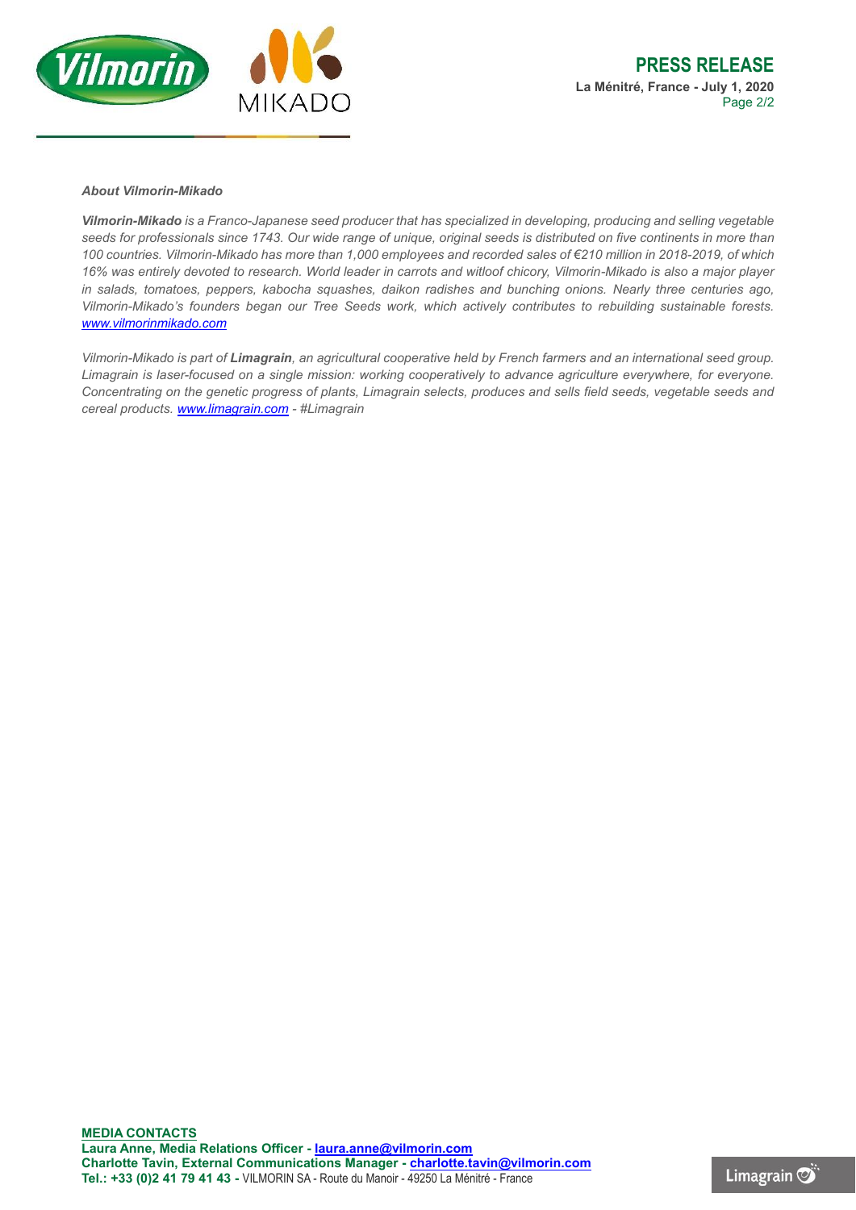*About Vilmorin-Mikado*

***Vilmorin-Mikado*** *is a Franco-Japanese seed producer that has specialized in developing, producing and selling vegetable seeds for professionals since 1743. Our wide range of unique, original seeds is distributed on five continents in more than 100 countries. Vilmorin-Mikado has more than 1,000 employees and recorded sales of €210 million in 2018-2019, of which 16% was entirely devoted to research. World leader in carrots and witloof chicory, Vilmorin-Mikado is also a major player in salads, tomatoes, peppers, kabocha squashes, daikon radishes and bunching onions. Nearly three centuries ago, Vilmorin-Mikado's founders began our Tree Seeds work, which actively contributes to rebuilding sustainable forests.* *[www.vilmorinmikado.com](http://www.vilmorinmikado.com)*

*Vilmorin-Mikado is part of* ***Limagrain****, an agricultural cooperative held by French farmers and an international seed group. Limagrain is laser-focused on a single mission: working cooperatively to advance agriculture everywhere, for everyone. Concentrating on the genetic progress of plants, Limagrain selects, produces and sells field seeds, vegetable seeds and cereal products.* *[www.limagrain.com](http://www.limagrain.com)* *- #Limagrain*

**MEDIA CONTACTS**
**Laura Anne, Media Relations Officer - laura.anne@vilmorin.com**
**Charlotte Tavin, External Communications Manager - charlotte.tavin@vilmorin.com**
**Tel.: +33 (0)2 41 79 41 43 -** VILMORIN SA - Route du Manoir - 49250 La Ménitré - France